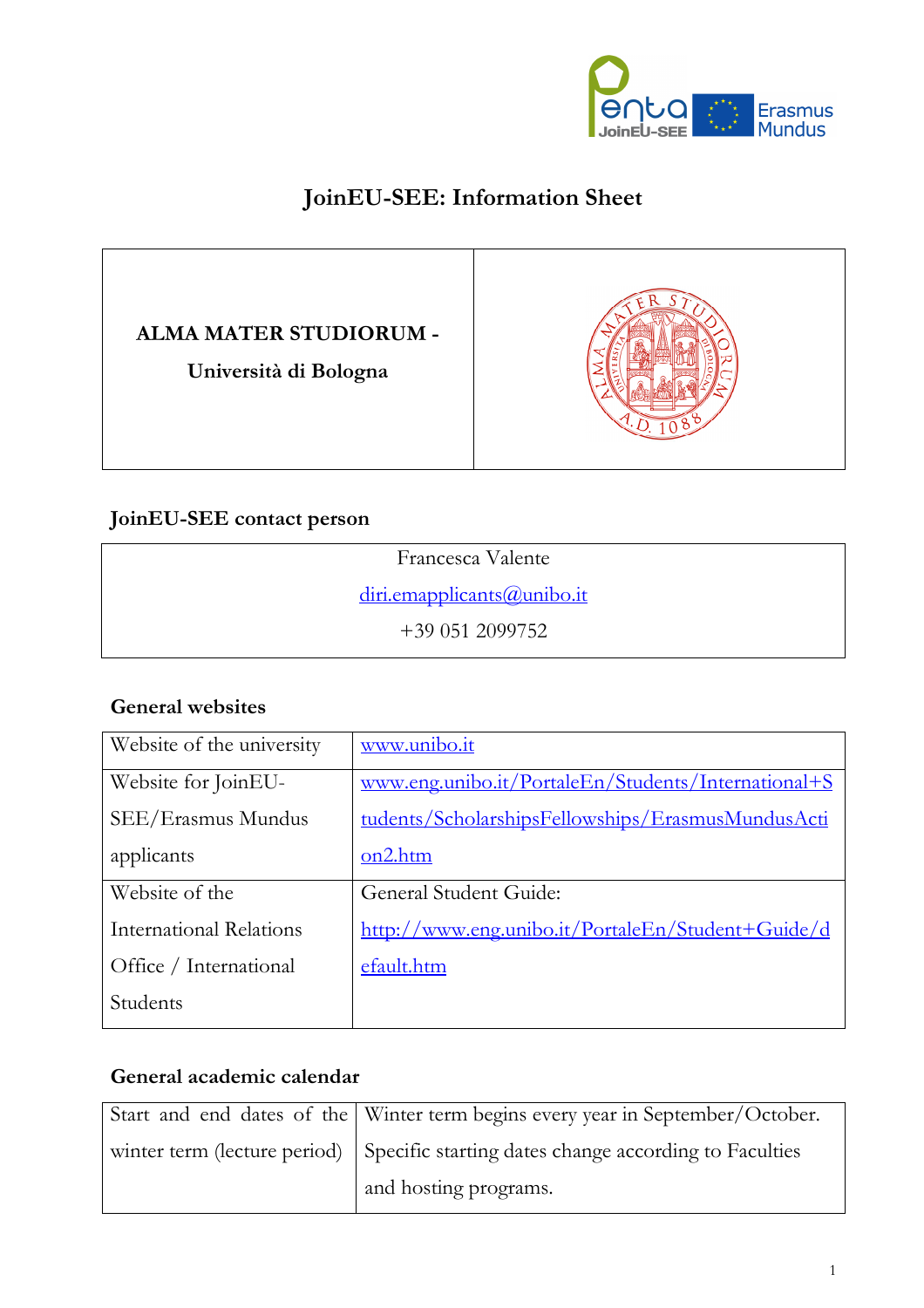# JoinEU-SEE: Information Sheet

| ALMA MATER STUDIORUM - Università di Bologna | |
|---|---|

## JoinEU-SEE contact person

| Francesca Valente<br>diri.emapplicants@unibo.it<br>+39 051 2099752 |
|---|

## General websites

| | |
|---|---|
| Website of the university | www.unibo.it |
| Website for JoinEU-SEE/Erasmus Mundus applicants | www.eng.unibo.it/PortaleEn/Students/International+Students/ScholarshipsFellowships/ErasmusMundusAction2.htm |
| Website of the International Relations Office / International Students | General Student Guide: http://www.eng.unibo.it/PortaleEn/Student+Guide/default.htm |

## General academic calendar

| | |
|---|---|
| Start and end dates of the winter term (lecture period) | Winter term begins every year in September/October. Specific starting dates change according to Faculties and hosting programs. |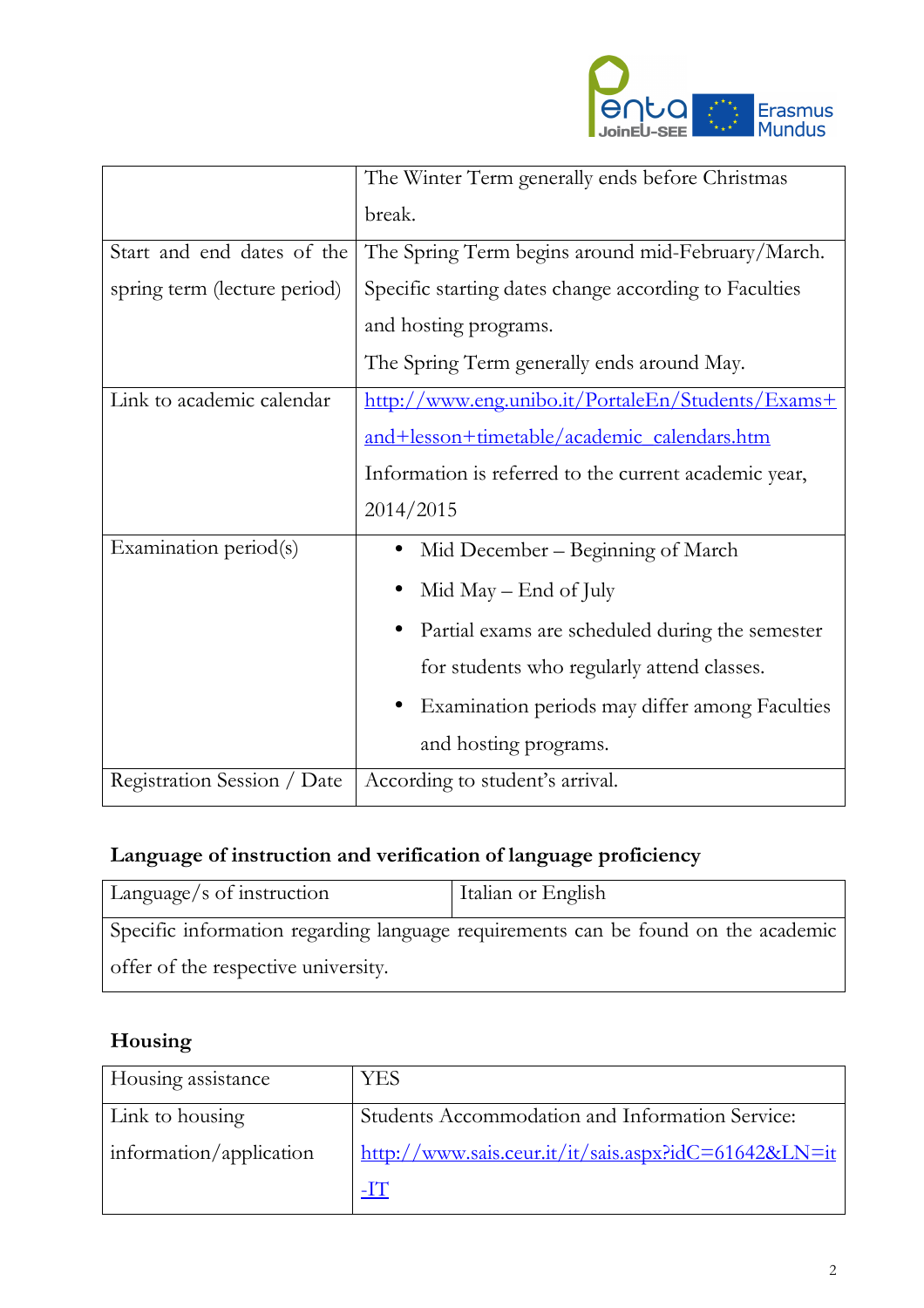| | |
|---|---|
| | The Winter Term generally ends before Christmas break. |
| Start and end dates of the spring term (lecture period) | The Spring Term begins around mid-February/March. Specific starting dates change according to Faculties and hosting programs.<br>The Spring Term generally ends around May. |
| Link to academic calendar | [http://www.eng.unibo.it/PortaleEn/Students/Exams+and+lesson+timetable/academic_calendars.htm](http://www.eng.unibo.it/PortaleEn/Students/Exams+and+lesson+timetable/academic_calendars.htm)<br>Information is referred to the current academic year, 2014/2015 |
| Examination period(s) | • Mid December – Beginning of March<br>• Mid May – End of July<br>• Partial exams are scheduled during the semester for students who regularly attend classes.<br>• Examination periods may differ among Faculties and hosting programs. |
| Registration Session / Date | According to student's arrival. |

## Language of instruction and verification of language proficiency

| Language/s of instruction | Italian or English |
|---|---|
| Specific information regarding language requirements can be found on the academic offer of the respective university. | |

## Housing

| Housing assistance | YES |
|---|---|
| Link to housing information/application | Students Accommodation and Information Service: [http://www.sais.ceur.it/it/sais.aspx?idC=61642&LN=it-IT](http://www.sais.ceur.it/it/sais.aspx?idC=61642&LN=it-IT) |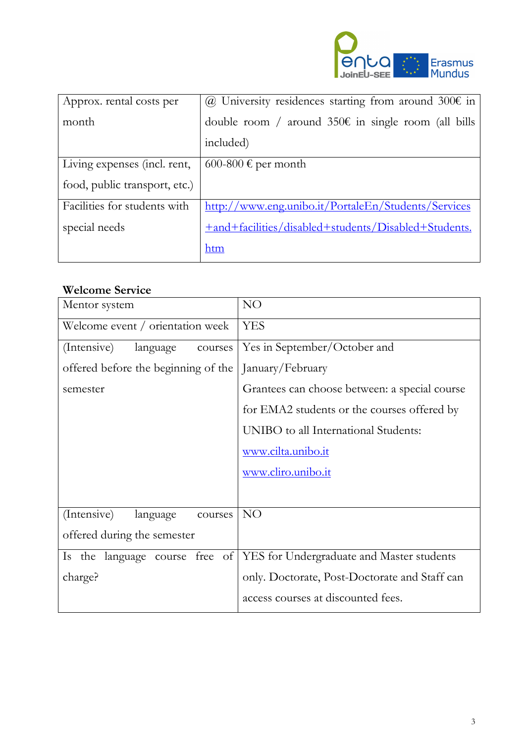| | |
|---|---|
| Approx. rental costs per month | @ University residences starting from around 300€ in double room / around 350€ in single room (all bills included) |
| Living expenses (incl. rent, food, public transport, etc.) | 600-800 € per month |
| Facilities for students with special needs | http://www.eng.unibo.it/PortaleEn/Students/Services+and+facilities/disabled+students/Disabled+Students.htm |

**Welcome Service**

| | |
|---|---|
| Mentor system | NO |
| Welcome event / orientation week | YES |
| (Intensive) language courses offered before the beginning of the semester | Yes in September/October and January/February<br>Grantees can choose between: a special course for EMA2 students or the courses offered by UNIBO to all International Students:<br>www.cilta.unibo.it<br>www.cliro.unibo.it |
| (Intensive) language courses offered during the semester | NO |
| Is the language course free of charge? | YES for Undergraduate and Master students only. Doctorate, Post-Doctorate and Staff can access courses at discounted fees. |